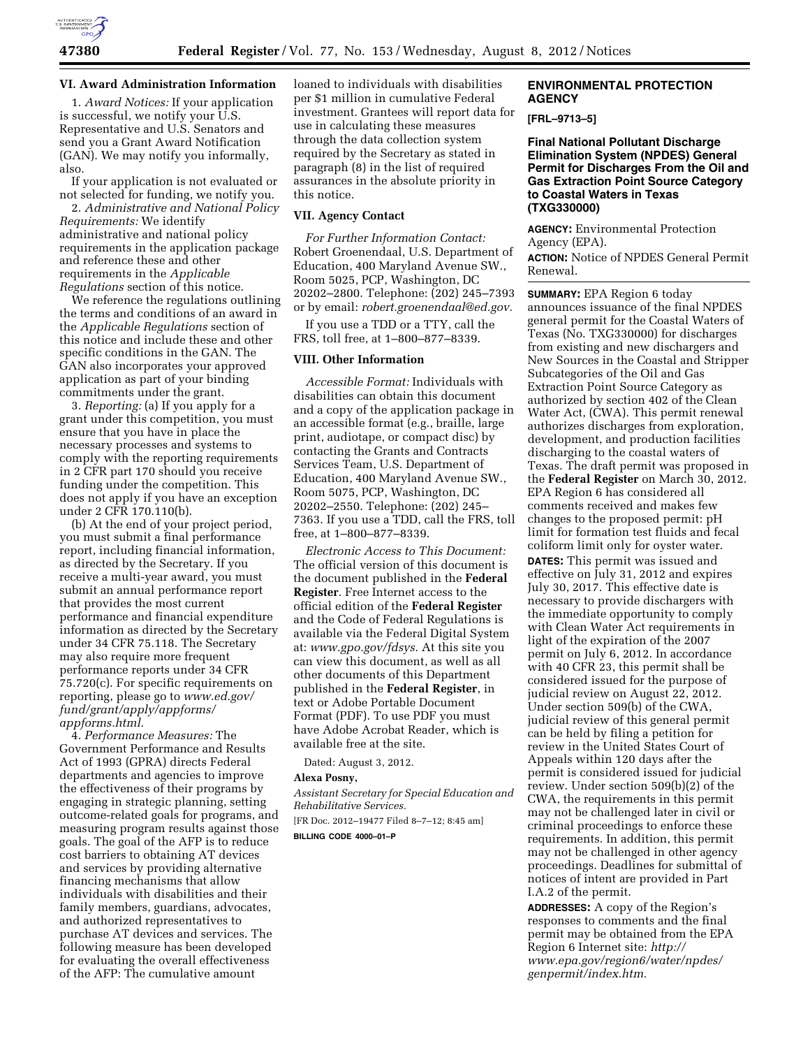### VI. Award Administration Information

1. *Award Notices:* If your application is successful, we notify your U.S. Representative and U.S. Senators and send you a Grant Award Notification (GAN). We may notify you informally, also.

If your application is not evaluated or not selected for funding, we notify you.

2. *Administrative and National Policy Requirements:* We identify administrative and national policy requirements in the application package and reference these and other requirements in the *Applicable Regulations* section of this notice.

We reference the regulations outlining the terms and conditions of an award in the *Applicable Regulations* section of this notice and include these and other specific conditions in the GAN. The GAN also incorporates your approved application as part of your binding commitments under the grant.

3. *Reporting:* (a) If you apply for a grant under this competition, you must ensure that you have in place the necessary processes and systems to comply with the reporting requirements in 2 CFR part 170 should you receive funding under the competition. This does not apply if you have an exception under 2 CFR 170.110(b).

(b) At the end of your project period, you must submit a final performance report, including financial information, as directed by the Secretary. If you receive a multi-year award, you must submit an annual performance report that provides the most current performance and financial expenditure information as directed by the Secretary under 34 CFR 75.118. The Secretary may also require more frequent performance reports under 34 CFR 75.720(c). For specific requirements on reporting, please go to *www.ed.gov/fund/grant/apply/appforms/appforms.html.*

4. *Performance Measures:* The Government Performance and Results Act of 1993 (GPRA) directs Federal departments and agencies to improve the effectiveness of their programs by engaging in strategic planning, setting outcome-related goals for programs, and measuring program results against those goals. The goal of the AFP is to reduce cost barriers to obtaining AT devices and services by providing alternative financing mechanisms that allow individuals with disabilities and their family members, guardians, advocates, and authorized representatives to purchase AT devices and services. The following measure has been developed for evaluating the overall effectiveness of the AFP: The cumulative amount loaned to individuals with disabilities per $1 million in cumulative Federal investment. Grantees will report data for use in calculating these measures through the data collection system required by the Secretary as stated in paragraph (8) in the list of required assurances in the absolute priority in this notice.

### VII. Agency Contact

*For Further Information Contact:* Robert Groenendaal, U.S. Department of Education, 400 Maryland Avenue SW., Room 5025, PCP, Washington, DC 20202–2800. Telephone: (202) 245–7393 or by email: *robert.groenendaal@ed.gov.*

If you use a TDD or a TTY, call the FRS, toll free, at 1–800–877–8339.

### VIII. Other Information

*Accessible Format:* Individuals with disabilities can obtain this document and a copy of the application package in an accessible format (e.g., braille, large print, audiotape, or compact disc) by contacting the Grants and Contracts Services Team, U.S. Department of Education, 400 Maryland Avenue SW., Room 5075, PCP, Washington, DC 20202–2550. Telephone: (202) 245–7363. If you use a TDD, call the FRS, toll free, at 1–800–877–8339.

*Electronic Access to This Document:* The official version of this document is the document published in the **Federal Register**. Free Internet access to the official edition of the **Federal Register** and the Code of Federal Regulations is available via the Federal Digital System at: *www.gpo.gov/fdsys.* At this site you can view this document, as well as all other documents of this Department published in the **Federal Register**, in text or Adobe Portable Document Format (PDF). To use PDF you must have Adobe Acrobat Reader, which is available free at the site.

Dated: August 3, 2012.

**Alexa Posny,**

*Assistant Secretary for Special Education and Rehabilitative Services.*

[FR Doc. 2012–19477 Filed 8–7–12; 8:45 am]

**BILLING CODE 4000–01–P**

## ENVIRONMENTAL PROTECTION AGENCY

**[FRL–9713–5]**

### Final National Pollutant Discharge Elimination System (NPDES) General Permit for Discharges From the Oil and Gas Extraction Point Source Category to Coastal Waters in Texas (TXG330000)

**AGENCY:** Environmental Protection Agency (EPA).

**ACTION:** Notice of NPDES General Permit Renewal.

**SUMMARY:** EPA Region 6 today announces issuance of the final NPDES general permit for the Coastal Waters of Texas (No. TXG330000) for discharges from existing and new dischargers and New Sources in the Coastal and Stripper Subcategories of the Oil and Gas Extraction Point Source Category as authorized by section 402 of the Clean Water Act, (CWA). This permit renewal authorizes discharges from exploration, development, and production facilities discharging to the coastal waters of Texas. The draft permit was proposed in the **Federal Register** on March 30, 2012. EPA Region 6 has considered all comments received and makes few changes to the proposed permit: pH limit for formation test fluids and fecal coliform limit only for oyster water.

**DATES:** This permit was issued and effective on July 31, 2012 and expires July 30, 2017. This effective date is necessary to provide dischargers with the immediate opportunity to comply with Clean Water Act requirements in light of the expiration of the 2007 permit on July 6, 2012. In accordance with 40 CFR 23, this permit shall be considered issued for the purpose of judicial review on August 22, 2012. Under section 509(b) of the CWA, judicial review of this general permit can be held by filing a petition for review in the United States Court of Appeals within 120 days after the permit is considered issued for judicial review. Under section 509(b)(2) of the CWA, the requirements in this permit may not be challenged later in civil or criminal proceedings to enforce these requirements. In addition, this permit may not be challenged in other agency proceedings. Deadlines for submittal of notices of intent are provided in Part I.A.2 of the permit.

**ADDRESSES:** A copy of the Region's responses to comments and the final permit may be obtained from the EPA Region 6 Internet site: *http://www.epa.gov/region6/water/npdes/genpermit/index.htm.*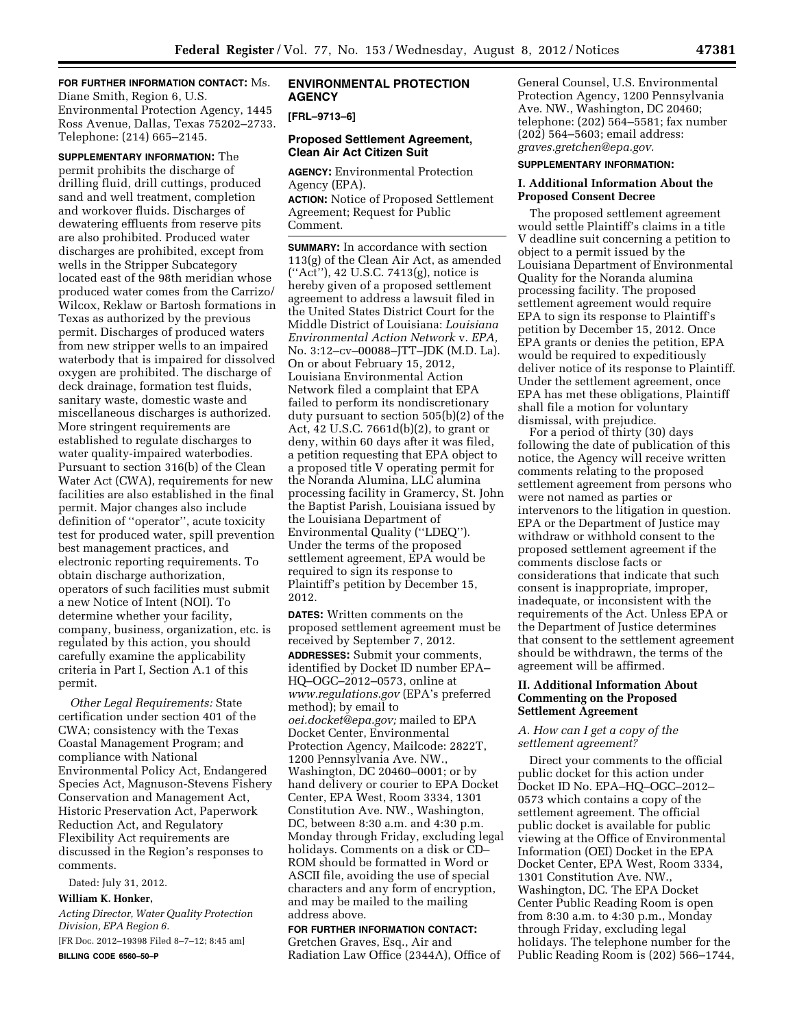**FOR FURTHER INFORMATION CONTACT:** Ms. Diane Smith, Region 6, U.S. Environmental Protection Agency, 1445 Ross Avenue, Dallas, Texas 75202–2733. Telephone: (214) 665–2145.

**SUPPLEMENTARY INFORMATION:** The permit prohibits the discharge of drilling fluid, drill cuttings, produced sand and well treatment, completion and workover fluids. Discharges of dewatering effluents from reserve pits are also prohibited. Produced water discharges are prohibited, except from wells in the Stripper Subcategory located east of the 98th meridian whose produced water comes from the Carrizo/Wilcox, Reklaw or Bartosh formations in Texas as authorized by the previous permit. Discharges of produced waters from new stripper wells to an impaired waterbody that is impaired for dissolved oxygen are prohibited. The discharge of deck drainage, formation test fluids, sanitary waste, domestic waste and miscellaneous discharges is authorized. More stringent requirements are established to regulate discharges to water quality-impaired waterbodies. Pursuant to section 316(b) of the Clean Water Act (CWA), requirements for new facilities are also established in the final permit. Major changes also include definition of ''operator'', acute toxicity test for produced water, spill prevention best management practices, and electronic reporting requirements. To obtain discharge authorization, operators of such facilities must submit a new Notice of Intent (NOI). To determine whether your facility, company, business, organization, etc. is regulated by this action, you should carefully examine the applicability criteria in Part I, Section A.1 of this permit.

*Other Legal Requirements:* State certification under section 401 of the CWA; consistency with the Texas Coastal Management Program; and compliance with National Environmental Policy Act, Endangered Species Act, Magnuson-Stevens Fishery Conservation and Management Act, Historic Preservation Act, Paperwork Reduction Act, and Regulatory Flexibility Act requirements are discussed in the Region's responses to comments.

Dated: July 31, 2012.

**William K. Honker,**

*Acting Director, Water Quality Protection Division, EPA Region 6.*

[FR Doc. 2012–19398 Filed 8–7–12; 8:45 am]

**BILLING CODE 6560–50–P**

## ENVIRONMENTAL PROTECTION AGENCY

**[FRL–9713–6]**

### Proposed Settlement Agreement, Clean Air Act Citizen Suit

**AGENCY:** Environmental Protection Agency (EPA).

**ACTION:** Notice of Proposed Settlement Agreement; Request for Public Comment.

**SUMMARY:** In accordance with section 113(g) of the Clean Air Act, as amended (''Act''), 42 U.S.C. 7413(g), notice is hereby given of a proposed settlement agreement to address a lawsuit filed in the United States District Court for the Middle District of Louisiana: *Louisiana Environmental Action Network* v. *EPA,* No. 3:12–cv–00088–JTT–JDK (M.D. La). On or about February 15, 2012, Louisiana Environmental Action Network filed a complaint that EPA failed to perform its nondiscretionary duty pursuant to section 505(b)(2) of the Act, 42 U.S.C. 7661d(b)(2), to grant or deny, within 60 days after it was filed, a petition requesting that EPA object to a proposed title V operating permit for the Noranda Alumina, LLC alumina processing facility in Gramercy, St. John the Baptist Parish, Louisiana issued by the Louisiana Department of Environmental Quality (''LDEQ''). Under the terms of the proposed settlement agreement, EPA would be required to sign its response to Plaintiff's petition by December 15, 2012.

**DATES:** Written comments on the proposed settlement agreement must be received by September 7, 2012.

**ADDRESSES:** Submit your comments, identified by Docket ID number EPA–HQ–OGC–2012–0573, online at *www.regulations.gov* (EPA's preferred method); by email to *oei.docket@epa.gov;* mailed to EPA Docket Center, Environmental Protection Agency, Mailcode: 2822T, 1200 Pennsylvania Ave. NW., Washington, DC 20460–0001; or by hand delivery or courier to EPA Docket Center, EPA West, Room 3334, 1301 Constitution Ave. NW., Washington, DC, between 8:30 a.m. and 4:30 p.m. Monday through Friday, excluding legal holidays. Comments on a disk or CD–ROM should be formatted in Word or ASCII file, avoiding the use of special characters and any form of encryption, and may be mailed to the mailing address above.

**FOR FURTHER INFORMATION CONTACT:** Gretchen Graves, Esq., Air and Radiation Law Office (2344A), Office of General Counsel, U.S. Environmental Protection Agency, 1200 Pennsylvania Ave. NW., Washington, DC 20460; telephone: (202) 564–5581; fax number (202) 564–5603; email address: *graves.gretchen@epa.gov.*

**SUPPLEMENTARY INFORMATION:**

#### I. Additional Information About the Proposed Consent Decree

The proposed settlement agreement would settle Plaintiff's claims in a title V deadline suit concerning a petition to object to a permit issued by the Louisiana Department of Environmental Quality for the Noranda alumina processing facility. The proposed settlement agreement would require EPA to sign its response to Plaintiff's petition by December 15, 2012. Once EPA grants or denies the petition, EPA would be required to expeditiously deliver notice of its response to Plaintiff. Under the settlement agreement, once EPA has met these obligations, Plaintiff shall file a motion for voluntary dismissal, with prejudice.

For a period of thirty (30) days following the date of publication of this notice, the Agency will receive written comments relating to the proposed settlement agreement from persons who were not named as parties or intervenors to the litigation in question. EPA or the Department of Justice may withdraw or withhold consent to the proposed settlement agreement if the comments disclose facts or considerations that indicate that such consent is inappropriate, improper, inadequate, or inconsistent with the requirements of the Act. Unless EPA or the Department of Justice determines that consent to the settlement agreement should be withdrawn, the terms of the agreement will be affirmed.

#### II. Additional Information About Commenting on the Proposed Settlement Agreement

*A. How can I get a copy of the settlement agreement?*

Direct your comments to the official public docket for this action under Docket ID No. EPA–HQ–OGC–2012–0573 which contains a copy of the settlement agreement. The official public docket is available for public viewing at the Office of Environmental Information (OEI) Docket in the EPA Docket Center, EPA West, Room 3334, 1301 Constitution Ave. NW., Washington, DC. The EPA Docket Center Public Reading Room is open from 8:30 a.m. to 4:30 p.m., Monday through Friday, excluding legal holidays. The telephone number for the Public Reading Room is (202) 566–1744,